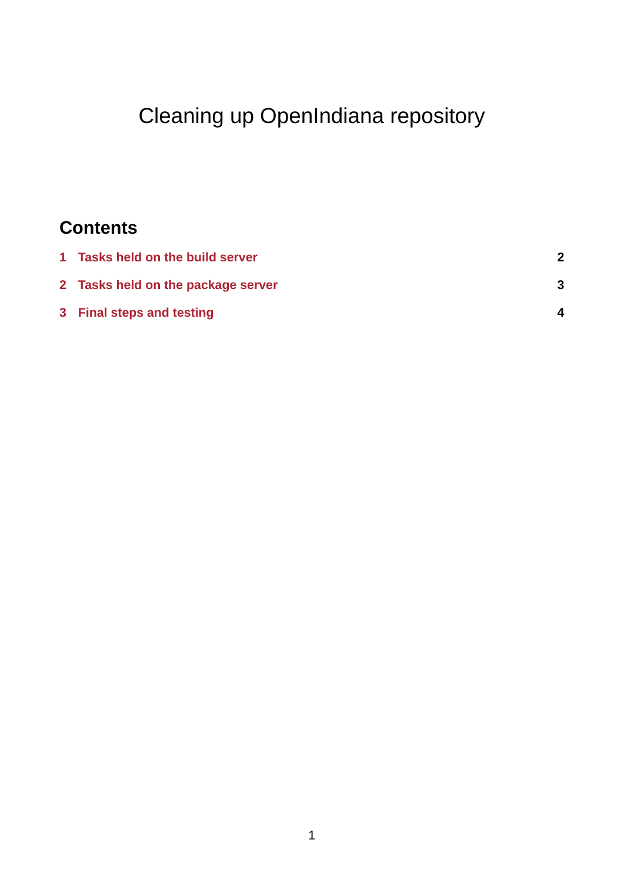# Cleaning up OpenIndiana repository

## Contents

| | | |
|---|---|---|
| 1 | Tasks held on the build server | 2 |
| 2 | Tasks held on the package server | 3 |
| 3 | Final steps and testing | 4 |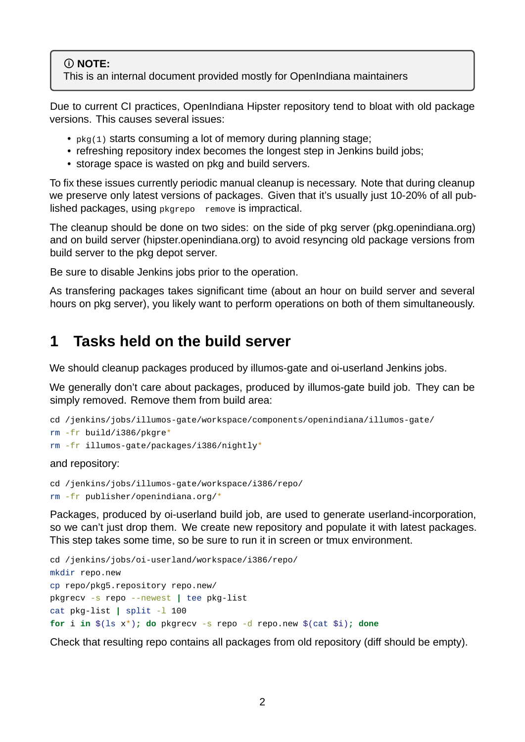> ⓘ **NOTE:**
> This is an internal document provided mostly for OpenIndiana maintainers

Due to current CI practices, OpenIndiana Hipster repository tend to bloat with old package versions. This causes several issues:

- `pkg(1)` starts consuming a lot of memory during planning stage;
- refreshing repository index becomes the longest step in Jenkins build jobs;
- storage space is wasted on pkg and build servers.

To fix these issues currently periodic manual cleanup is necessary. Note that during cleanup we preserve only latest versions of packages. Given that it's usually just 10-20% of all published packages, using `pkgrepo remove` is impractical.

The cleanup should be done on two sides: on the side of pkg server (pkg.openindiana.org) and on build server (hipster.openindiana.org) to avoid resyncing old package versions from build server to the pkg depot server.

Be sure to disable Jenkins jobs prior to the operation.

As transfering packages takes significant time (about an hour on build server and several hours on pkg server), you likely want to perform operations on both of them simultaneously.

## 1 Tasks held on the build server

We should cleanup packages produced by illumos-gate and oi-userland Jenkins jobs.

We generally don't care about packages, produced by illumos-gate build job. They can be simply removed. Remove them from build area:

```
cd /jenkins/jobs/illumos-gate/workspace/components/openindiana/illumos-gate/
rm -fr build/i386/pkgre*
rm -fr illumos-gate/packages/i386/nightly*
```

and repository:

```
cd /jenkins/jobs/illumos-gate/workspace/i386/repo/
rm -fr publisher/openindiana.org/*
```

Packages, produced by oi-userland build job, are used to generate userland-incorporation, so we can't just drop them. We create new repository and populate it with latest packages. This step takes some time, so be sure to run it in screen or tmux environment.

```
cd /jenkins/jobs/oi-userland/workspace/i386/repo/
mkdir repo.new
cp repo/pkg5.repository repo.new/
pkgrecv -s repo --newest | tee pkg-list
cat pkg-list | split -l 100
for i in $(ls x*); do pkgrecv -s repo -d repo.new $(cat $i); done
```

Check that resulting repo contains all packages from old repository (diff should be empty).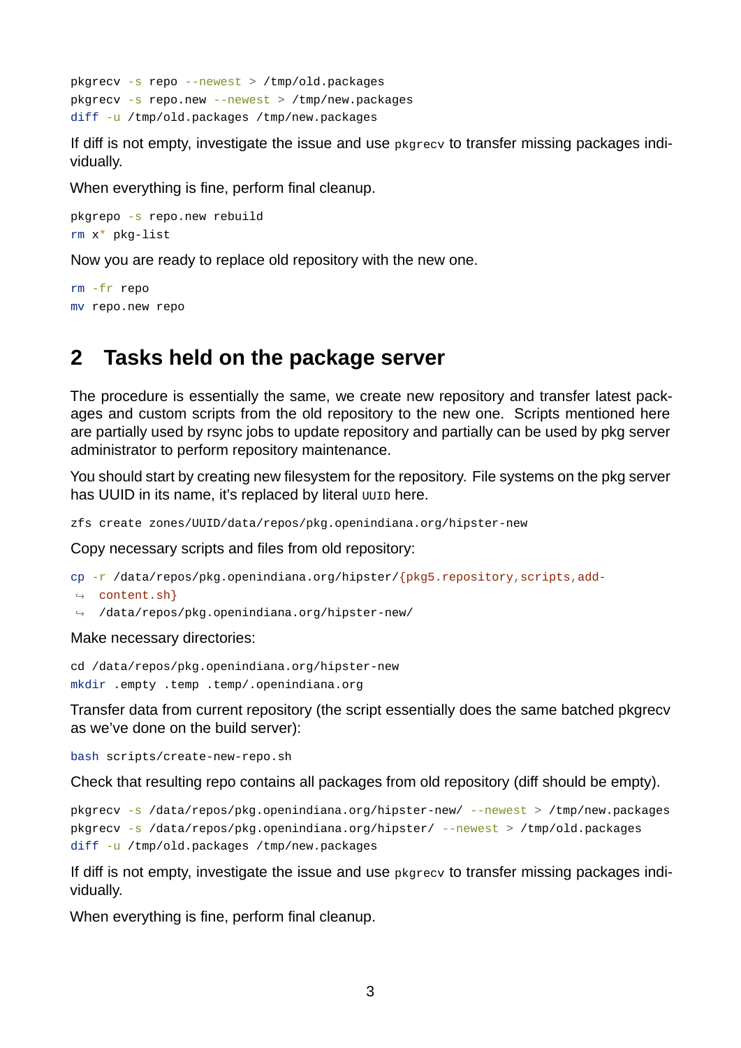```
pkgrecv -s repo --newest > /tmp/old.packages
pkgrecv -s repo.new --newest > /tmp/new.packages
diff -u /tmp/old.packages /tmp/new.packages
```

If diff is not empty, investigate the issue and use `pkgrecv` to transfer missing packages individually.

When everything is fine, perform final cleanup.

```
pkgrepo -s repo.new rebuild
rm x* pkg-list
```

Now you are ready to replace old repository with the new one.

```
rm -fr repo
mv repo.new repo
```

## 2 Tasks held on the package server

The procedure is essentially the same, we create new repository and transfer latest packages and custom scripts from the old repository to the new one. Scripts mentioned here are partially used by rsync jobs to update repository and partially can be used by pkg server administrator to perform repository maintenance.

You should start by creating new filesystem for the repository. File systems on the pkg server has UUID in its name, it's replaced by literal `UUID` here.

```
zfs create zones/UUID/data/repos/pkg.openindiana.org/hipster-new
```

Copy necessary scripts and files from old repository:

```
cp -r /data/repos/pkg.openindiana.org/hipster/{pkg5.repository,scripts,add-content.sh} /data/repos/pkg.openindiana.org/hipster-new/
```

Make necessary directories:

```
cd /data/repos/pkg.openindiana.org/hipster-new
mkdir .empty .temp .temp/.openindiana.org
```

Transfer data from current repository (the script essentially does the same batched pkgrecv as we've done on the build server):

```
bash scripts/create-new-repo.sh
```

Check that resulting repo contains all packages from old repository (diff should be empty).

```
pkgrecv -s /data/repos/pkg.openindiana.org/hipster-new/ --newest > /tmp/new.packages
pkgrecv -s /data/repos/pkg.openindiana.org/hipster/ --newest > /tmp/old.packages
diff -u /tmp/old.packages /tmp/new.packages
```

If diff is not empty, investigate the issue and use `pkgrecv` to transfer missing packages individually.

When everything is fine, perform final cleanup.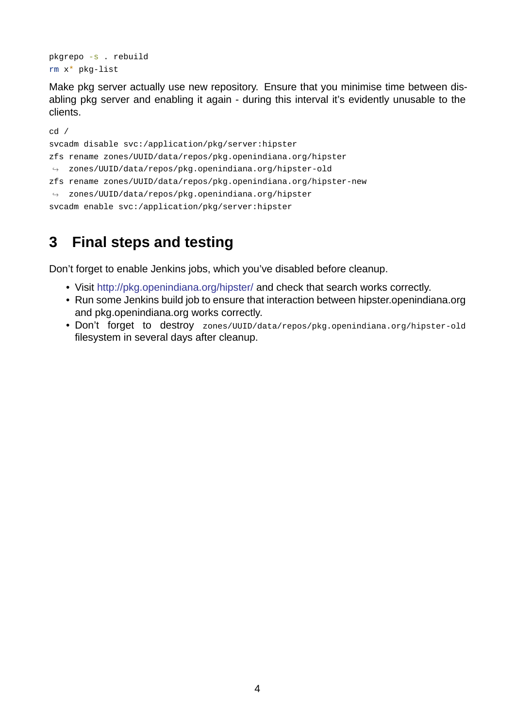```
pkgrepo -s . rebuild
rm x* pkg-list
```

Make pkg server actually use new repository. Ensure that you minimise time between disabling pkg server and enabling it again - during this interval it's evidently unusable to the clients.

```
cd /
svcadm disable svc:/application/pkg/server:hipster
zfs rename zones/UUID/data/repos/pkg.openindiana.org/hipster
 ↪  zones/UUID/data/repos/pkg.openindiana.org/hipster-old
zfs rename zones/UUID/data/repos/pkg.openindiana.org/hipster-new
 ↪  zones/UUID/data/repos/pkg.openindiana.org/hipster
svcadm enable svc:/application/pkg/server:hipster
```

## 3 Final steps and testing

Don't forget to enable Jenkins jobs, which you've disabled before cleanup.

- Visit http://pkg.openindiana.org/hipster/ and check that search works correctly.
- Run some Jenkins build job to ensure that interaction between hipster.openindiana.org and pkg.openindiana.org works correctly.
- Don't forget to destroy `zones/UUID/data/repos/pkg.openindiana.org/hipster-old` filesystem in several days after cleanup.